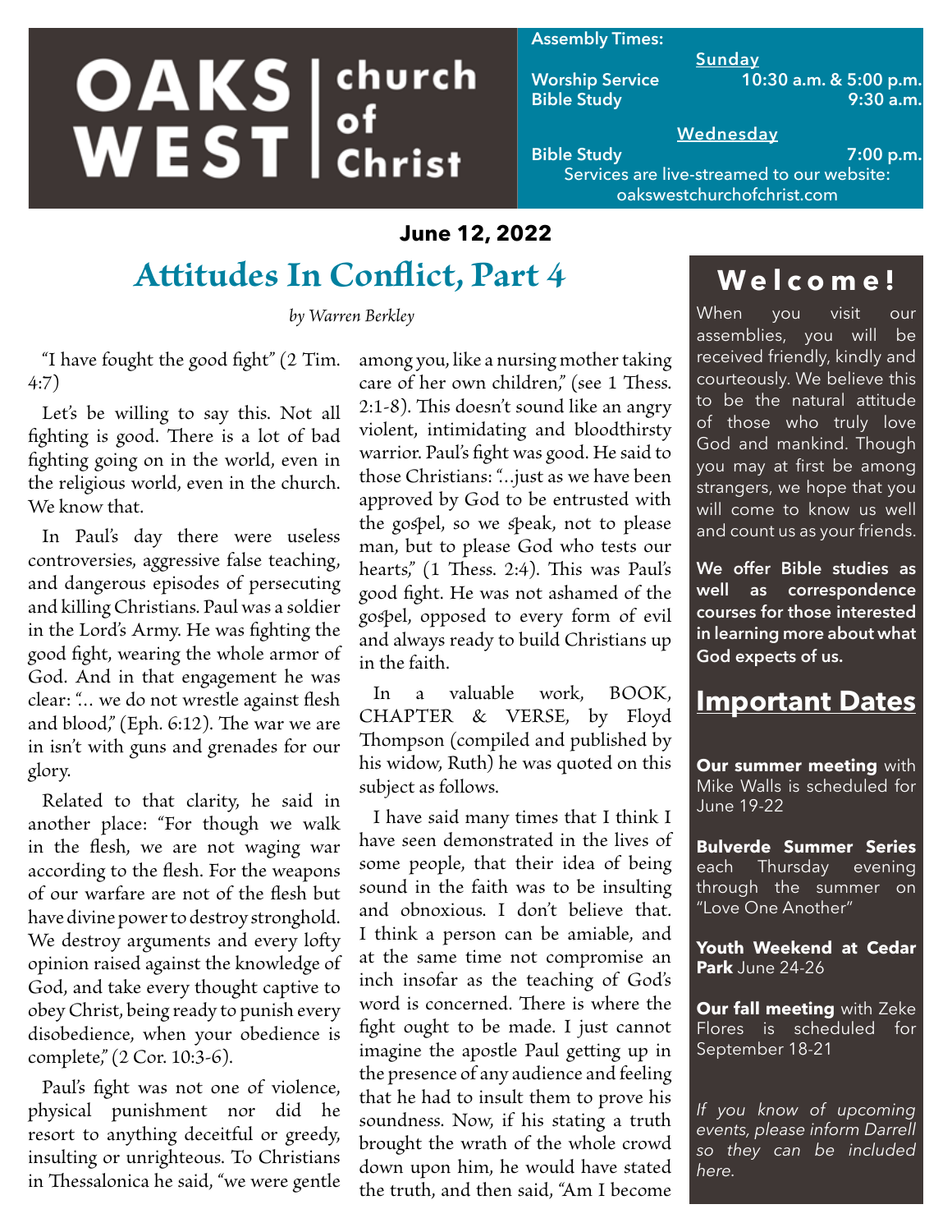# OAKS WEST church of Christ

**Assembly Times:**

**Sunday**

**Worship Service** 10:30 a.m. & 5:00 p.m.
**Bible Study** 9:30 a.m.

**Wednesday**

**Bible Study** 7:00 p.m.

Services are live-streamed to our website: oakswestchurchofchrist.com

**June 12, 2022**

## Attitudes In Conflict, Part 4

*by Warren Berkley*

"I have fought the good fight" (2 Tim. 4:7)

Let's be willing to say this. Not all fighting is good. There is a lot of bad fighting going on in the world, even in the religious world, even in the church. We know that.

In Paul's day there were useless controversies, aggressive false teaching, and dangerous episodes of persecuting and killing Christians. Paul was a soldier in the Lord's Army. He was fighting the good fight, wearing the whole armor of God. And in that engagement he was clear: "... we do not wrestle against flesh and blood," (Eph. 6:12). The war we are in isn't with guns and grenades for our glory.

Related to that clarity, he said in another place: "For though we walk in the flesh, we are not waging war according to the flesh. For the weapons of our warfare are not of the flesh but have divine power to destroy stronghold. We destroy arguments and every lofty opinion raised against the knowledge of God, and take every thought captive to obey Christ, being ready to punish every disobedience, when your obedience is complete," (2 Cor. 10:3-6).

Paul's fight was not one of violence, physical punishment nor did he resort to anything deceitful or greedy, insulting or unrighteous. To Christians in Thessalonica he said, "we were gentle among you, like a nursing mother taking care of her own children," (see 1 Thess. 2:1-8). This doesn't sound like an angry violent, intimidating and bloodthirsty warrior. Paul's fight was good. He said to those Christians: "...just as we have been approved by God to be entrusted with the gospel, so we speak, not to please man, but to please God who tests our hearts," (1 Thess. 2:4). This was Paul's good fight. He was not ashamed of the gospel, opposed to every form of evil and always ready to build Christians up in the faith.

In a valuable work, BOOK, CHAPTER & VERSE, by Floyd Thompson (compiled and published by his widow, Ruth) he was quoted on this subject as follows.

I have said many times that I think I have seen demonstrated in the lives of some people, that their idea of being sound in the faith was to be insulting and obnoxious. I don't believe that. I think a person can be amiable, and at the same time not compromise an inch insofar as the teaching of God's word is concerned. There is where the fight ought to be made. I just cannot imagine the apostle Paul getting up in the presence of any audience and feeling that he had to insult them to prove his soundness. Now, if his stating a truth brought the wrath of the whole crowd down upon him, he would have stated the truth, and then said, "Am I become

## Welcome!

When you visit our assemblies, you will be received friendly, kindly and courteously. We believe this to be the natural attitude of those who truly love God and mankind. Though you may at first be among strangers, we hope that you will come to know us well and count us as your friends.

**We offer Bible studies as well as correspondence courses for those interested in learning more about what God expects of us.**

## Important Dates

**Our summer meeting** with Mike Walls is scheduled for June 19-22

**Bulverde Summer Series** each Thursday evening through the summer on "Love One Another"

**Youth Weekend at Cedar Park** June 24-26

**Our fall meeting** with Zeke Flores is scheduled for September 18-21

*If you know of upcoming events, please inform Darrell so they can be included here.*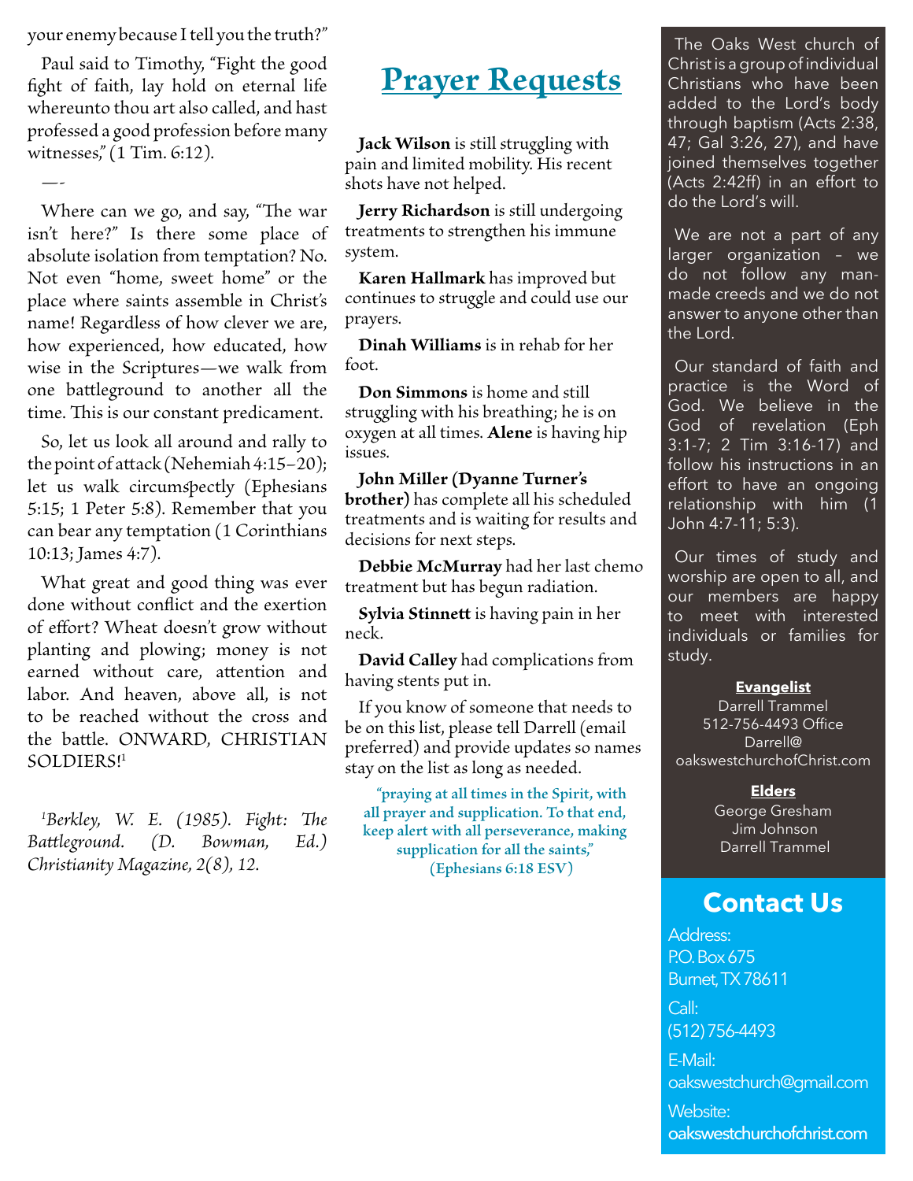your enemy because I tell you the truth?"

Paul said to Timothy, "Fight the good fight of faith, lay hold on eternal life whereunto thou art also called, and hast professed a good profession before many witnesses," (1 Tim. 6:12).

—-

Where can we go, and say, "The war isn't here?" Is there some place of absolute isolation from temptation? No. Not even "home, sweet home" or the place where saints assemble in Christ's name! Regardless of how clever we are, how experienced, how educated, how wise in the Scriptures—we walk from one battleground to another all the time. This is our constant predicament.

So, let us look all around and rally to the point of attack (Nehemiah 4:15–20); let us walk circumspectly (Ephesians 5:15; 1 Peter 5:8). Remember that you can bear any temptation (1 Corinthians 10:13; James 4:7).

What great and good thing was ever done without conflict and the exertion of effort? Wheat doesn't grow without planting and plowing; money is not earned without care, attention and labor. And heaven, above all, is not to be reached without the cross and the battle. ONWARD, CHRISTIAN SOLDIERS![1]

*[1]Berkley, W. E. (1985). Fight: The Battleground. (D. Bowman, Ed.) Christianity Magazine, 2(8), 12.*

## Prayer Requests

**Jack Wilson** is still struggling with pain and limited mobility. His recent shots have not helped.

**Jerry Richardson** is still undergoing treatments to strengthen his immune system.

**Karen Hallmark** has improved but continues to struggle and could use our prayers.

**Dinah Williams** is in rehab for her foot.

**Don Simmons** is home and still struggling with his breathing; he is on oxygen at all times. **Alene** is having hip issues.

**John Miller (Dyanne Turner's brother)** has complete all his scheduled treatments and is waiting for results and decisions for next steps.

**Debbie McMurray** had her last chemo treatment but has begun radiation.

**Sylvia Stinnett** is having pain in her neck.

**David Calley** had complications from having stents put in.

If you know of someone that needs to be on this list, please tell Darrell (email preferred) and provide updates so names stay on the list as long as needed.

**"praying at all times in the Spirit, with all prayer and supplication. To that end, keep alert with all perseverance, making supplication for all the saints," (Ephesians 6:18 ESV)**

The Oaks West church of Christ is a group of individual Christians who have been added to the Lord's body through baptism (Acts 2:38, 47; Gal 3:26, 27), and have joined themselves together (Acts 2:42ff) in an effort to do the Lord's will.

We are not a part of any larger organization – we do not follow any man-made creeds and we do not answer to anyone other than the Lord.

Our standard of faith and practice is the Word of God. We believe in the God of revelation (Eph 3:1-7; 2 Tim 3:16-17) and follow his instructions in an effort to have an ongoing relationship with him (1 John 4:7-11; 5:3).

Our times of study and worship are open to all, and our members are happy to meet with interested individuals or families for study.

**Evangelist**
Darrell Trammel
512-756-4493 Office
Darrell@oakswestchurchofChrist.com

**Elders**
George Gresham
Jim Johnson
Darrell Trammel

## Contact Us

Address:
P.O. Box 675
Burnet, TX 78611

Call:
(512) 756-4493

E-Mail:
oakswestchurch@gmail.com

Website:
oakswestchurchofchrist.com